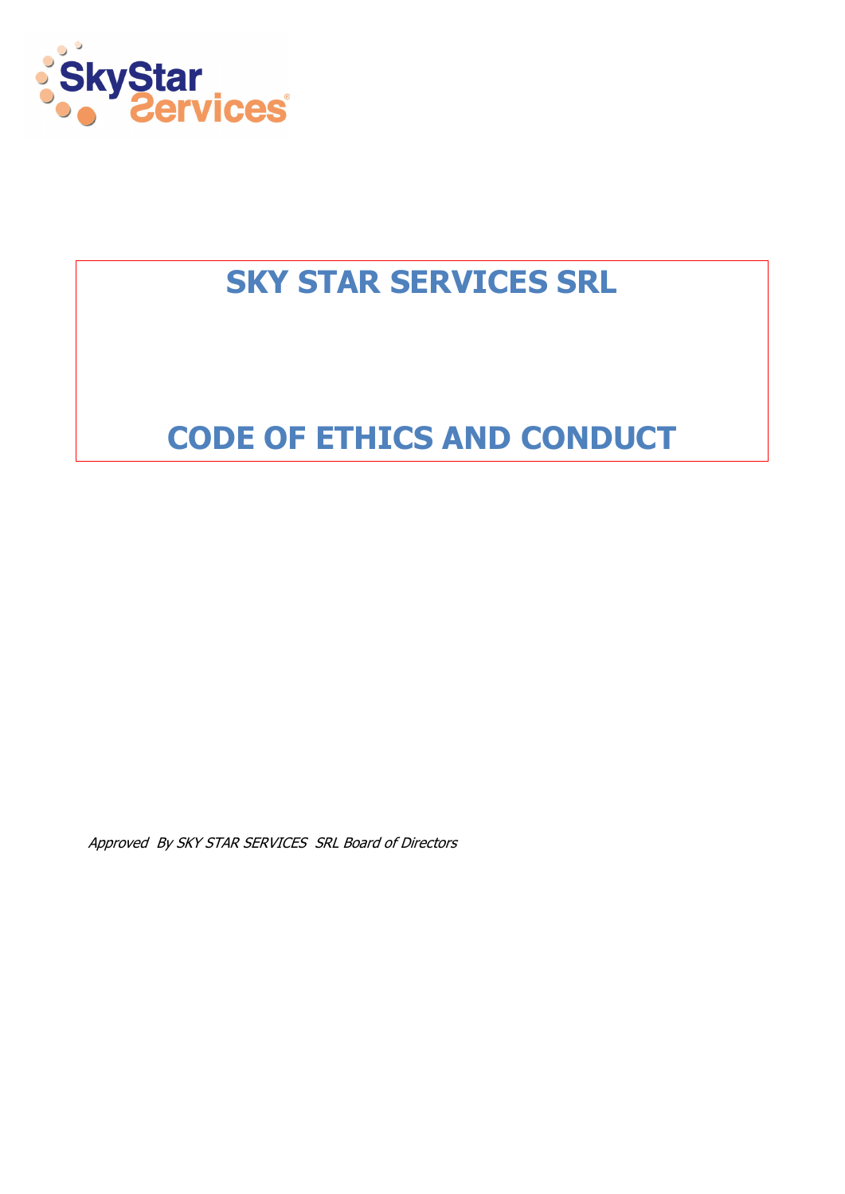# SKY STAR SERVICES SRL

# CODE OF ETHICS AND CONDUCT

*Approved By SKY STAR SERVICES SRL Board of Directors*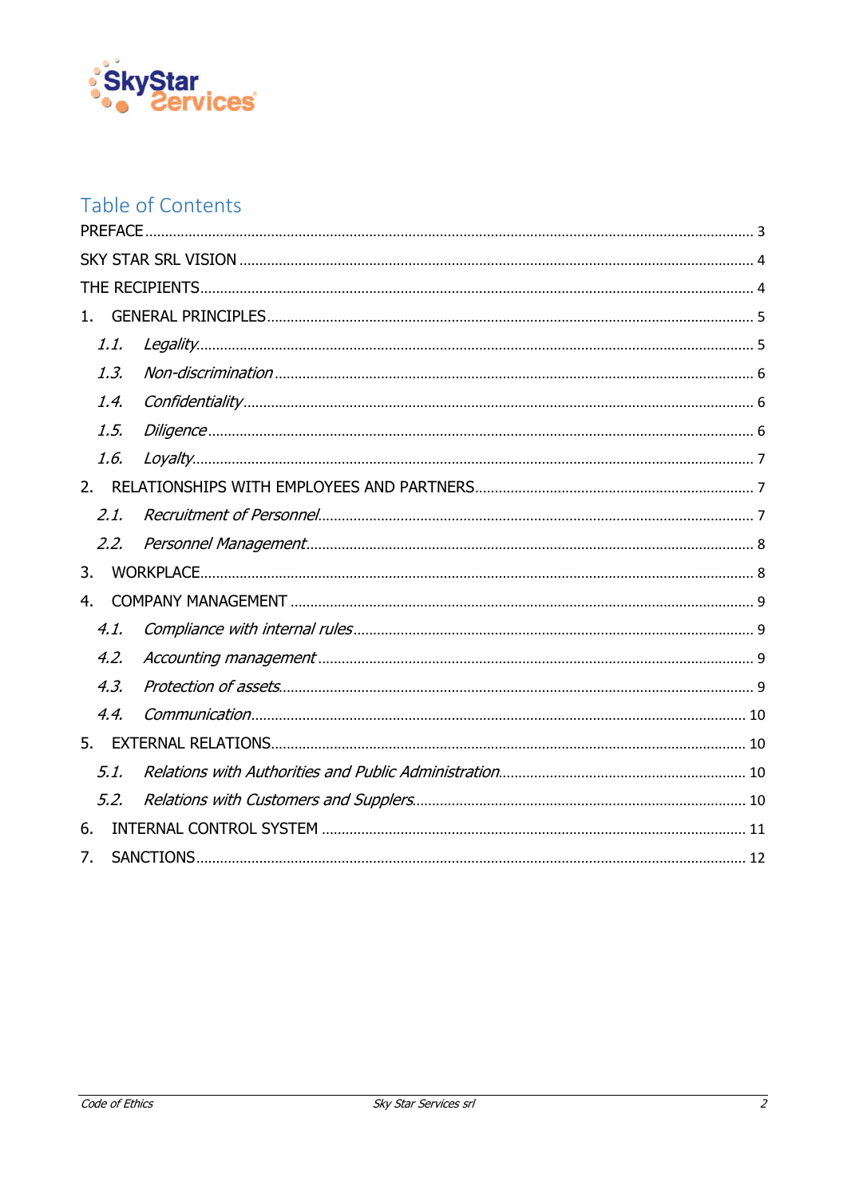# Table of Contents

PREFACE ........................................................................................................................ 3

SKY STAR SRL VISION ........................................................................................................ 4

THE RECIPIENTS ................................................................................................................ 4

1. GENERAL PRINCIPLES ..................................................................................................... 5

   *1.1. Legality* .................................................................................................................. 5

   *1.3. Non-discrimination* ................................................................................................... 6

   *1.4. Confidentiality* ......................................................................................................... 6

   *1.5. Diligence* ................................................................................................................ 6

   *1.6. Loyalty* ................................................................................................................... 7

2. RELATIONSHIPS WITH EMPLOYEES AND PARTNERS ........................................................... 7

   *2.1. Recruitment of Personnel* ........................................................................................... 7

   *2.2. Personnel Management* ............................................................................................. 8

3. WORKPLACE ................................................................................................................... 8

4. COMPANY MANAGEMENT .................................................................................................. 9

   *4.1. Compliance with internal rules* .................................................................................... 9

   *4.2. Accounting management* ........................................................................................... 9

   *4.3. Protection of assets* .................................................................................................. 9

   *4.4. Communication* ....................................................................................................... 10

5. EXTERNAL RELATIONS .................................................................................................... 10

   *5.1. Relations with Authorities and Public Administration* ....................................................... 10

   *5.2. Relations with Customers and Supplers* ........................................................................ 10

6. INTERNAL CONTROL SYSTEM .......................................................................................... 11

7. SANCTIONS .................................................................................................................... 12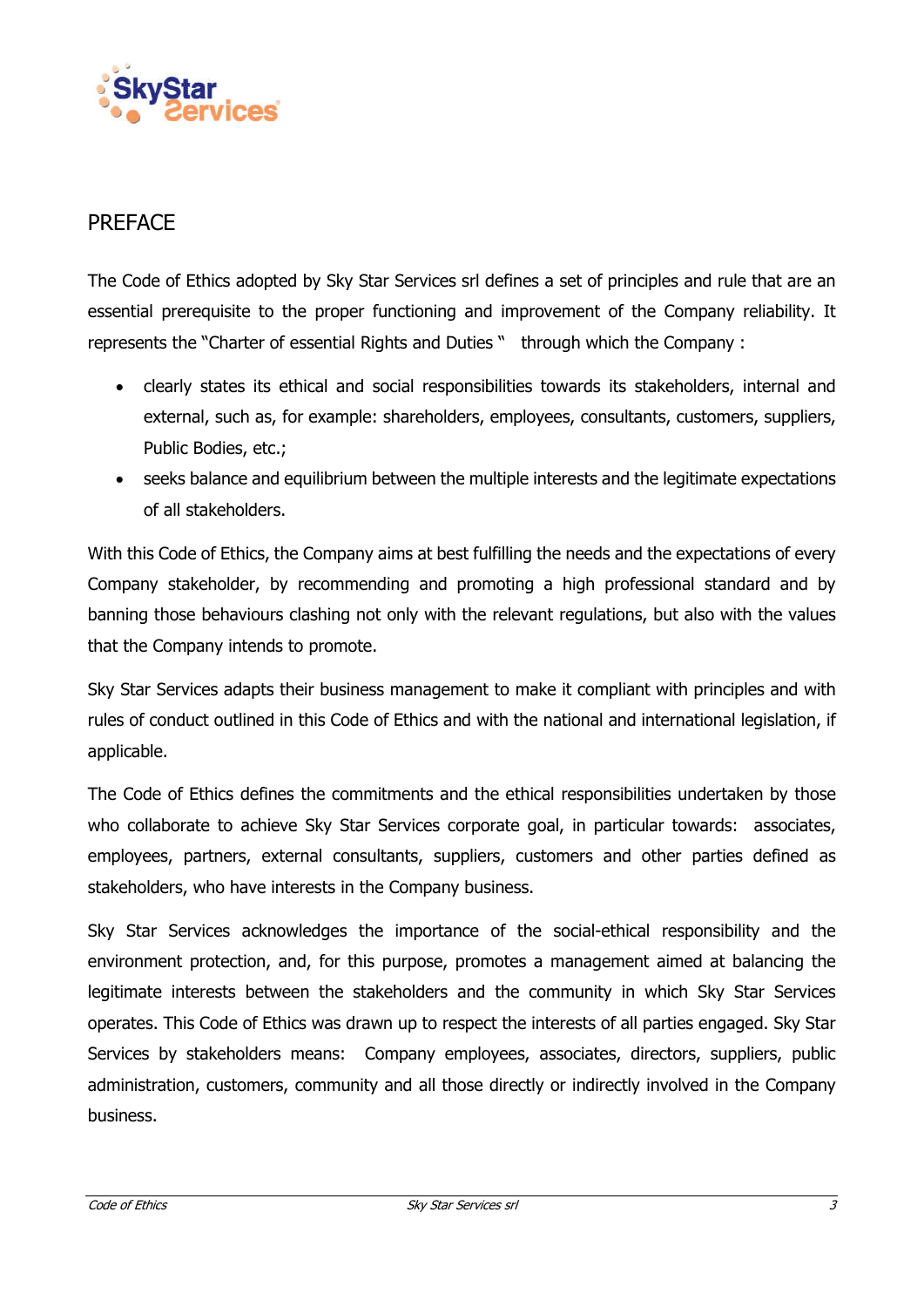## PREFACE

The Code of Ethics adopted by Sky Star Services srl defines a set of principles and rule that are an essential prerequisite to the proper functioning and improvement of the Company reliability. It represents the "Charter of essential Rights and Duties " through which the Company :

- clearly states its ethical and social responsibilities towards its stakeholders, internal and external, such as, for example: shareholders, employees, consultants, customers, suppliers, Public Bodies, etc.;
- seeks balance and equilibrium between the multiple interests and the legitimate expectations of all stakeholders.

With this Code of Ethics, the Company aims at best fulfilling the needs and the expectations of every Company stakeholder, by recommending and promoting a high professional standard and by banning those behaviours clashing not only with the relevant regulations, but also with the values that the Company intends to promote.

Sky Star Services adapts their business management to make it compliant with principles and with rules of conduct outlined in this Code of Ethics and with the national and international legislation, if applicable.

The Code of Ethics defines the commitments and the ethical responsibilities undertaken by those who collaborate to achieve Sky Star Services corporate goal, in particular towards: associates, employees, partners, external consultants, suppliers, customers and other parties defined as stakeholders, who have interests in the Company business.

Sky Star Services acknowledges the importance of the social-ethical responsibility and the environment protection, and, for this purpose, promotes a management aimed at balancing the legitimate interests between the stakeholders and the community in which Sky Star Services operates. This Code of Ethics was drawn up to respect the interests of all parties engaged. Sky Star Services by stakeholders means: Company employees, associates, directors, suppliers, public administration, customers, community and all those directly or indirectly involved in the Company business.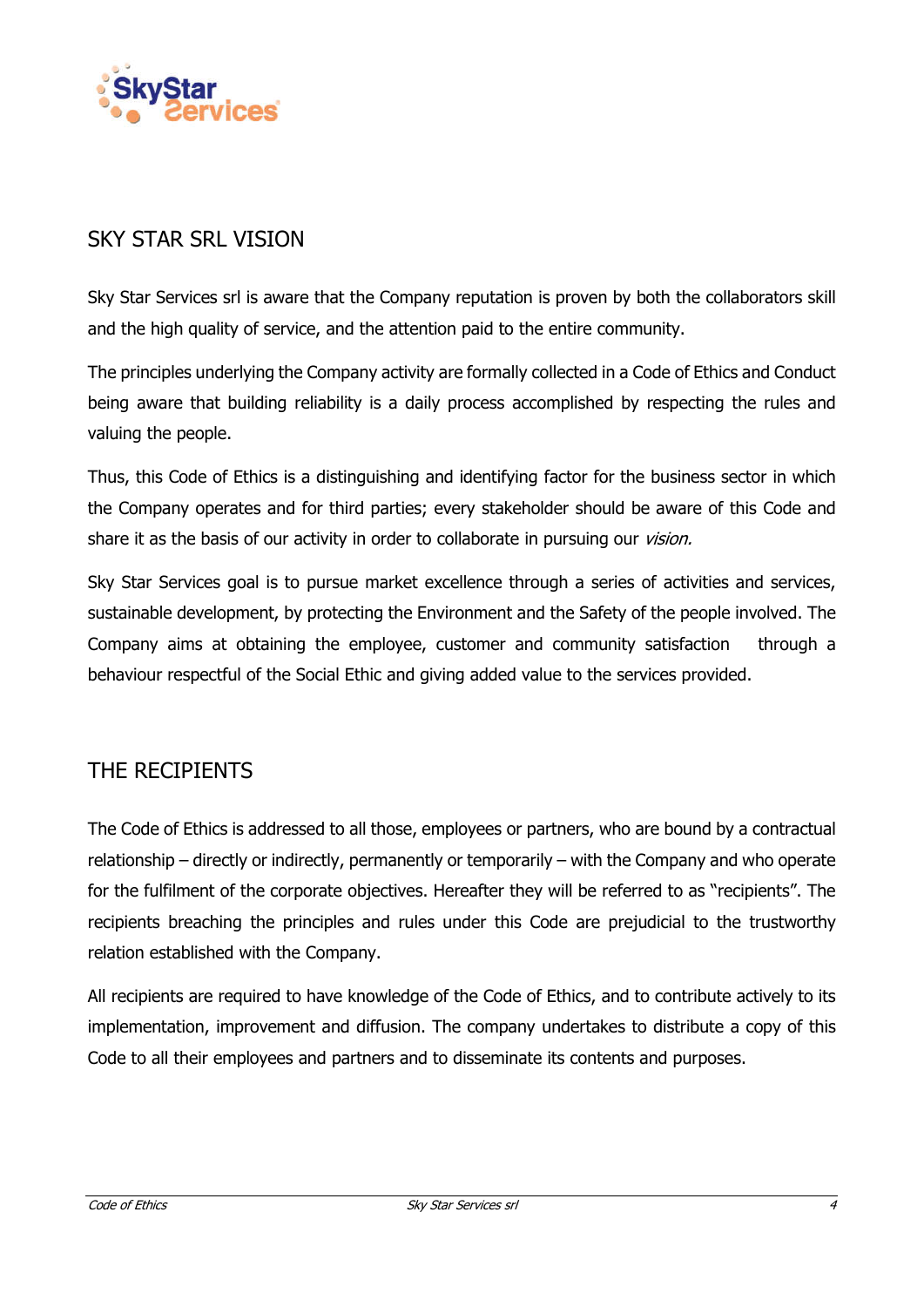## SKY STAR SRL VISION

Sky Star Services srl is aware that the Company reputation is proven by both the collaborators skill and the high quality of service, and the attention paid to the entire community.

The principles underlying the Company activity are formally collected in a Code of Ethics and Conduct being aware that building reliability is a daily process accomplished by respecting the rules and valuing the people.

Thus, this Code of Ethics is a distinguishing and identifying factor for the business sector in which the Company operates and for third parties; every stakeholder should be aware of this Code and share it as the basis of our activity in order to collaborate in pursuing our *vision.*

Sky Star Services goal is to pursue market excellence through a series of activities and services, sustainable development, by protecting the Environment and the Safety of the people involved. The Company aims at obtaining the employee, customer and community satisfaction through a behaviour respectful of the Social Ethic and giving added value to the services provided.

## THE RECIPIENTS

The Code of Ethics is addressed to all those, employees or partners, who are bound by a contractual relationship – directly or indirectly, permanently or temporarily – with the Company and who operate for the fulfilment of the corporate objectives. Hereafter they will be referred to as "recipients". The recipients breaching the principles and rules under this Code are prejudicial to the trustworthy relation established with the Company.

All recipients are required to have knowledge of the Code of Ethics, and to contribute actively to its implementation, improvement and diffusion. The company undertakes to distribute a copy of this Code to all their employees and partners and to disseminate its contents and purposes.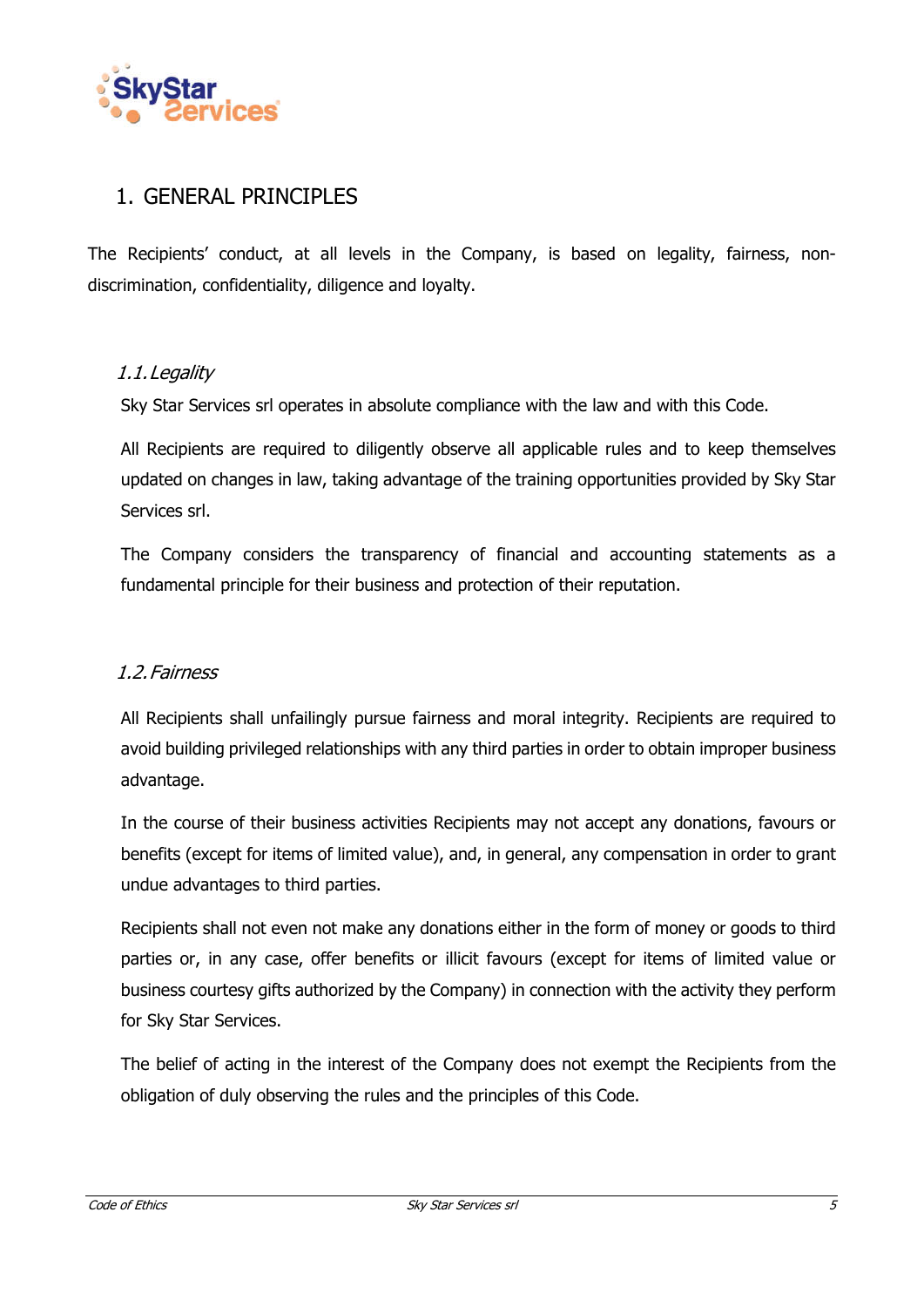## 1. GENERAL PRINCIPLES

The Recipients' conduct, at all levels in the Company, is based on legality, fairness, non-discrimination, confidentiality, diligence and loyalty.

### *1.1. Legality*

Sky Star Services srl operates in absolute compliance with the law and with this Code.

All Recipients are required to diligently observe all applicable rules and to keep themselves updated on changes in law, taking advantage of the training opportunities provided by Sky Star Services srl.

The Company considers the transparency of financial and accounting statements as a fundamental principle for their business and protection of their reputation.

### *1.2. Fairness*

All Recipients shall unfailingly pursue fairness and moral integrity. Recipients are required to avoid building privileged relationships with any third parties in order to obtain improper business advantage.

In the course of their business activities Recipients may not accept any donations, favours or benefits (except for items of limited value), and, in general, any compensation in order to grant undue advantages to third parties.

Recipients shall not even not make any donations either in the form of money or goods to third parties or, in any case, offer benefits or illicit favours (except for items of limited value or business courtesy gifts authorized by the Company) in connection with the activity they perform for Sky Star Services.

The belief of acting in the interest of the Company does not exempt the Recipients from the obligation of duly observing the rules and the principles of this Code.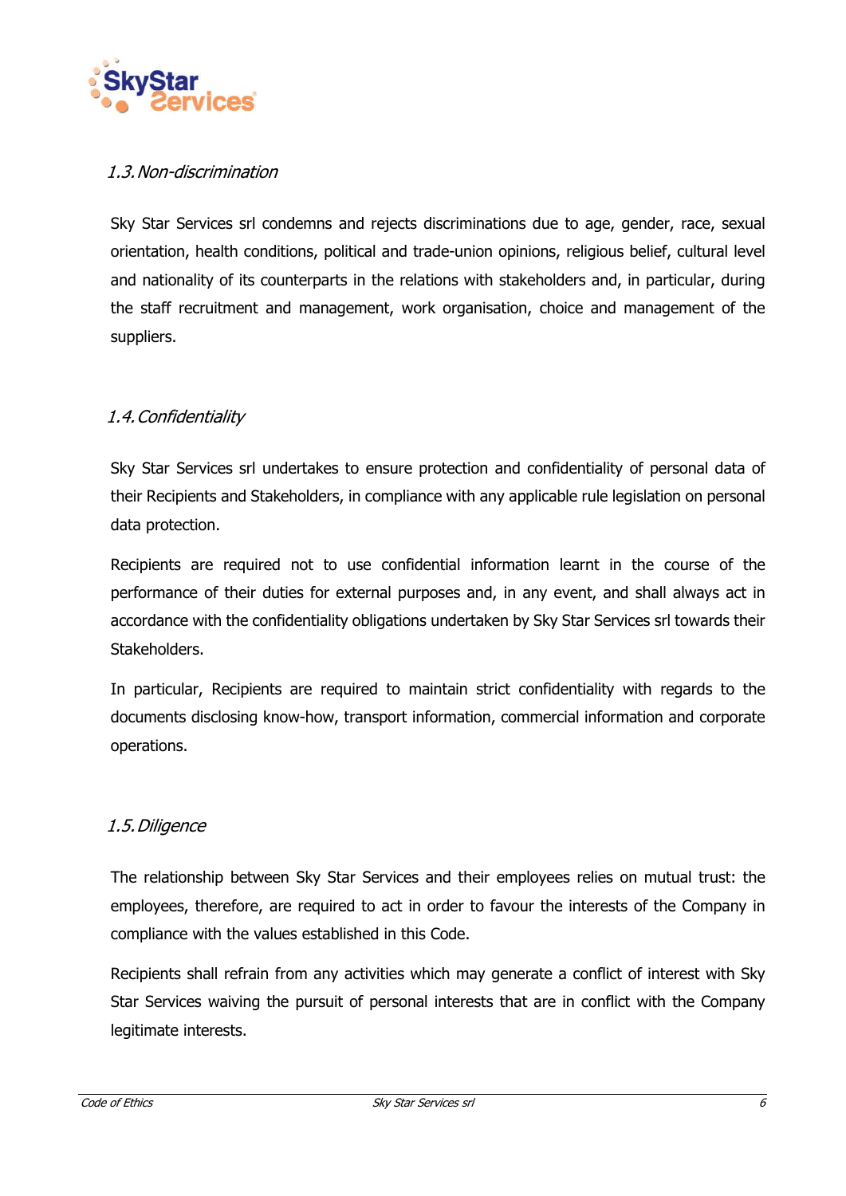### *1.3. Non-discrimination*

Sky Star Services srl condemns and rejects discriminations due to age, gender, race, sexual orientation, health conditions, political and trade-union opinions, religious belief, cultural level and nationality of its counterparts in the relations with stakeholders and, in particular, during the staff recruitment and management, work organisation, choice and management of the suppliers.

### *1.4. Confidentiality*

Sky Star Services srl undertakes to ensure protection and confidentiality of personal data of their Recipients and Stakeholders, in compliance with any applicable rule legislation on personal data protection.

Recipients are required not to use confidential information learnt in the course of the performance of their duties for external purposes and, in any event, and shall always act in accordance with the confidentiality obligations undertaken by Sky Star Services srl towards their Stakeholders.

In particular, Recipients are required to maintain strict confidentiality with regards to the documents disclosing know-how, transport information, commercial information and corporate operations.

### *1.5. Diligence*

The relationship between Sky Star Services and their employees relies on mutual trust: the employees, therefore, are required to act in order to favour the interests of the Company in compliance with the values established in this Code.

Recipients shall refrain from any activities which may generate a conflict of interest with Sky Star Services waiving the pursuit of personal interests that are in conflict with the Company legitimate interests.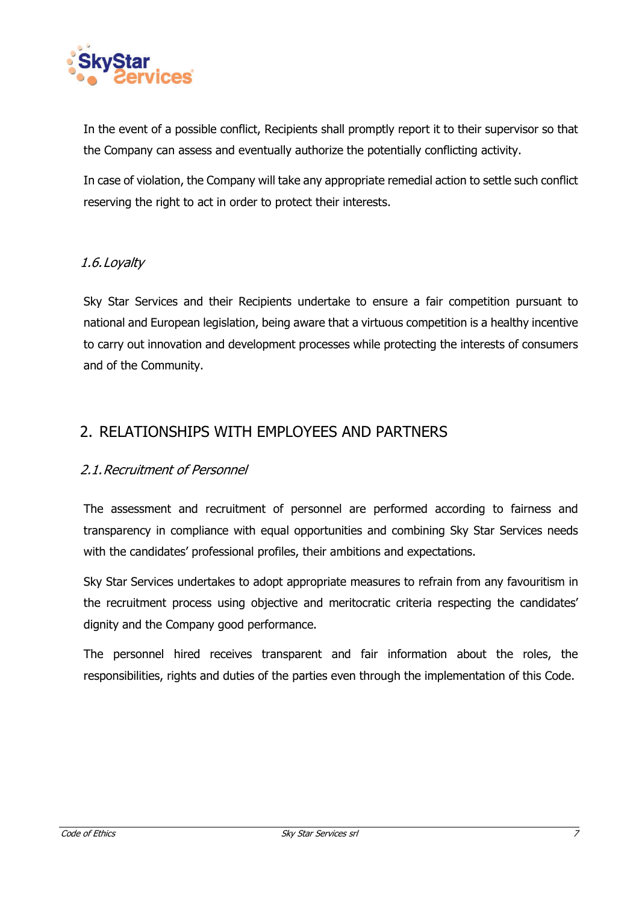In the event of a possible conflict, Recipients shall promptly report it to their supervisor so that the Company can assess and eventually authorize the potentially conflicting activity.

In case of violation, the Company will take any appropriate remedial action to settle such conflict reserving the right to act in order to protect their interests.

### *1.6. Loyalty*

Sky Star Services and their Recipients undertake to ensure a fair competition pursuant to national and European legislation, being aware that a virtuous competition is a healthy incentive to carry out innovation and development processes while protecting the interests of consumers and of the Community.

## 2. RELATIONSHIPS WITH EMPLOYEES AND PARTNERS

### *2.1. Recruitment of Personnel*

The assessment and recruitment of personnel are performed according to fairness and transparency in compliance with equal opportunities and combining Sky Star Services needs with the candidates' professional profiles, their ambitions and expectations.

Sky Star Services undertakes to adopt appropriate measures to refrain from any favouritism in the recruitment process using objective and meritocratic criteria respecting the candidates' dignity and the Company good performance.

The personnel hired receives transparent and fair information about the roles, the responsibilities, rights and duties of the parties even through the implementation of this Code.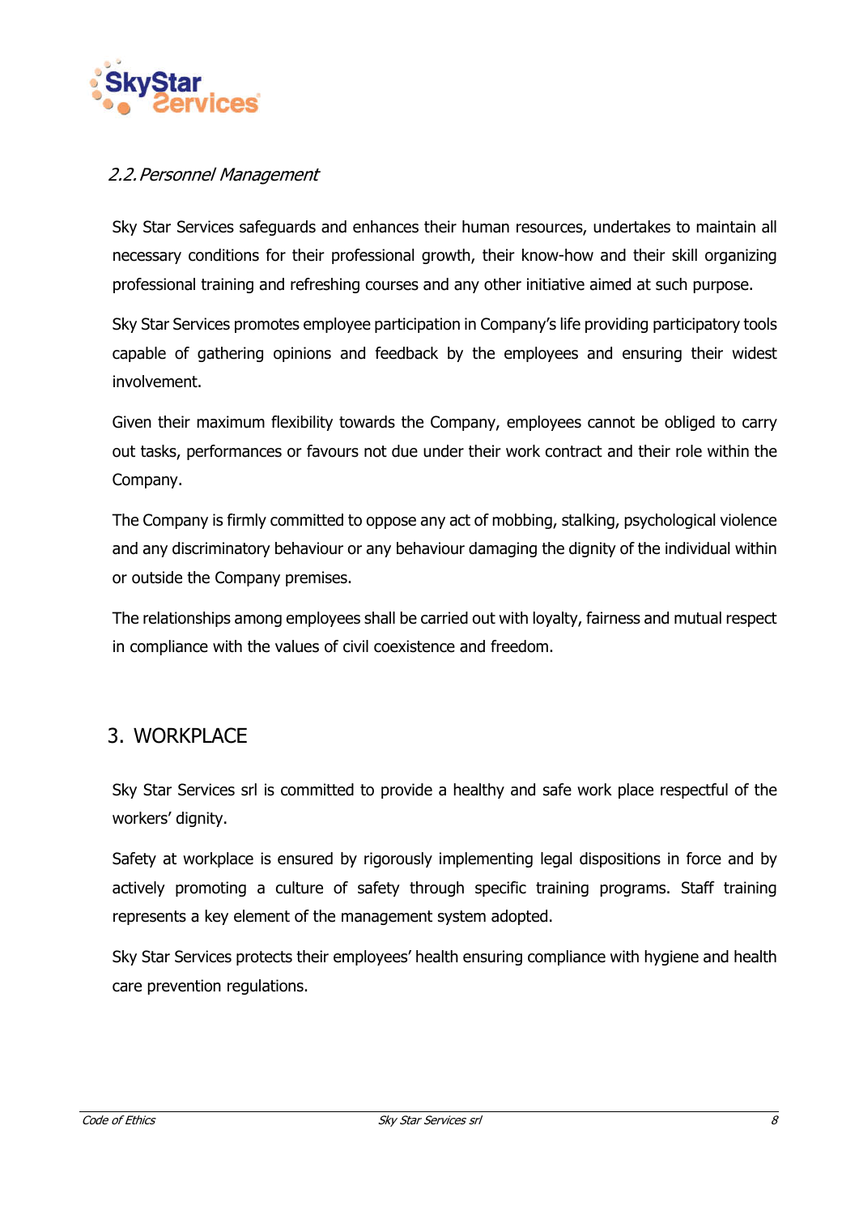### *2.2. Personnel Management*

Sky Star Services safeguards and enhances their human resources, undertakes to maintain all necessary conditions for their professional growth, their know-how and their skill organizing professional training and refreshing courses and any other initiative aimed at such purpose.

Sky Star Services promotes employee participation in Company's life providing participatory tools capable of gathering opinions and feedback by the employees and ensuring their widest involvement.

Given their maximum flexibility towards the Company, employees cannot be obliged to carry out tasks, performances or favours not due under their work contract and their role within the Company.

The Company is firmly committed to oppose any act of mobbing, stalking, psychological violence and any discriminatory behaviour or any behaviour damaging the dignity of the individual within or outside the Company premises.

The relationships among employees shall be carried out with loyalty, fairness and mutual respect in compliance with the values of civil coexistence and freedom.

## 3. WORKPLACE

Sky Star Services srl is committed to provide a healthy and safe work place respectful of the workers' dignity.

Safety at workplace is ensured by rigorously implementing legal dispositions in force and by actively promoting a culture of safety through specific training programs. Staff training represents a key element of the management system adopted.

Sky Star Services protects their employees' health ensuring compliance with hygiene and health care prevention regulations.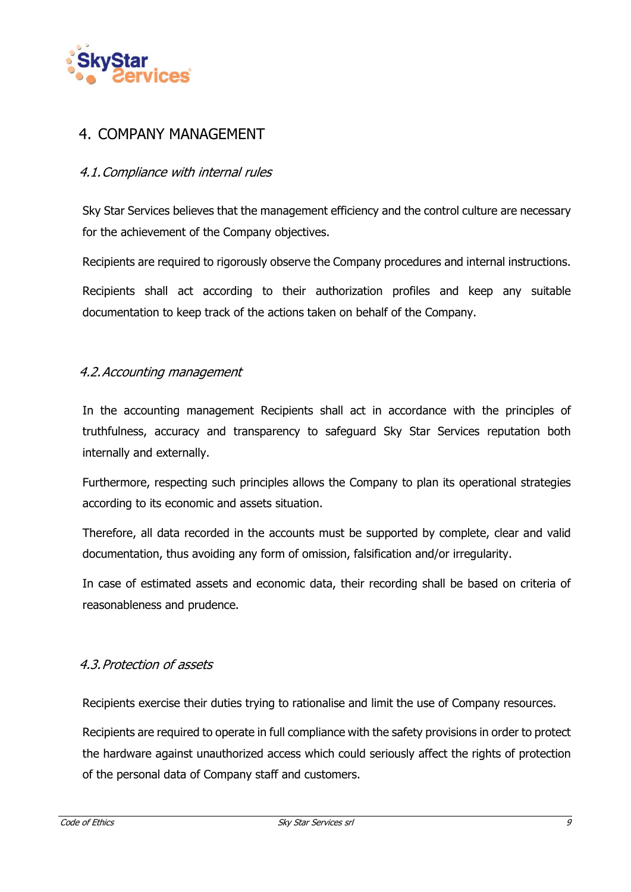## 4. COMPANY MANAGEMENT

### *4.1. Compliance with internal rules*

Sky Star Services believes that the management efficiency and the control culture are necessary for the achievement of the Company objectives.

Recipients are required to rigorously observe the Company procedures and internal instructions.

Recipients shall act according to their authorization profiles and keep any suitable documentation to keep track of the actions taken on behalf of the Company.

### *4.2. Accounting management*

In the accounting management Recipients shall act in accordance with the principles of truthfulness, accuracy and transparency to safeguard Sky Star Services reputation both internally and externally.

Furthermore, respecting such principles allows the Company to plan its operational strategies according to its economic and assets situation.

Therefore, all data recorded in the accounts must be supported by complete, clear and valid documentation, thus avoiding any form of omission, falsification and/or irregularity.

In case of estimated assets and economic data, their recording shall be based on criteria of reasonableness and prudence.

### *4.3. Protection of assets*

Recipients exercise their duties trying to rationalise and limit the use of Company resources.

Recipients are required to operate in full compliance with the safety provisions in order to protect the hardware against unauthorized access which could seriously affect the rights of protection of the personal data of Company staff and customers.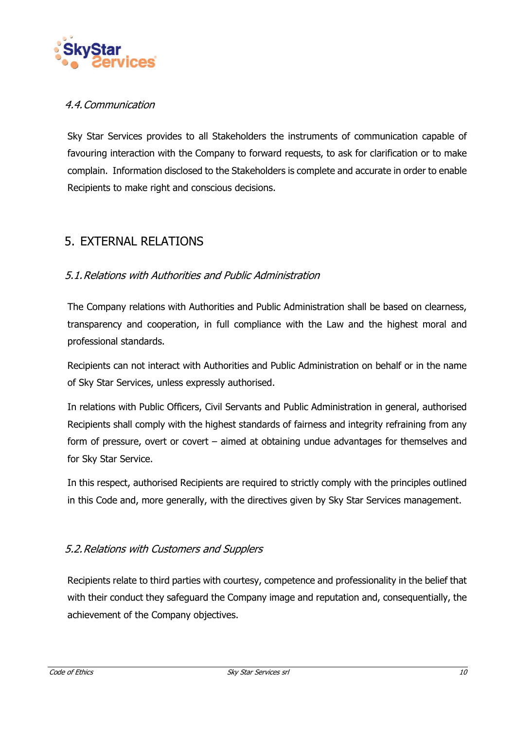### 4.4. Communication

Sky Star Services provides to all Stakeholders the instruments of communication capable of favouring interaction with the Company to forward requests, to ask for clarification or to make complain. Information disclosed to the Stakeholders is complete and accurate in order to enable Recipients to make right and conscious decisions.

## 5. EXTERNAL RELATIONS

### 5.1. Relations with Authorities and Public Administration

The Company relations with Authorities and Public Administration shall be based on clearness, transparency and cooperation, in full compliance with the Law and the highest moral and professional standards.

Recipients can not interact with Authorities and Public Administration on behalf or in the name of Sky Star Services, unless expressly authorised.

In relations with Public Officers, Civil Servants and Public Administration in general, authorised Recipients shall comply with the highest standards of fairness and integrity refraining from any form of pressure, overt or covert – aimed at obtaining undue advantages for themselves and for Sky Star Service.

In this respect, authorised Recipients are required to strictly comply with the principles outlined in this Code and, more generally, with the directives given by Sky Star Services management.

### 5.2. Relations with Customers and Suppliers

Recipients relate to third parties with courtesy, competence and professionality in the belief that with their conduct they safeguard the Company image and reputation and, consequentially, the achievement of the Company objectives.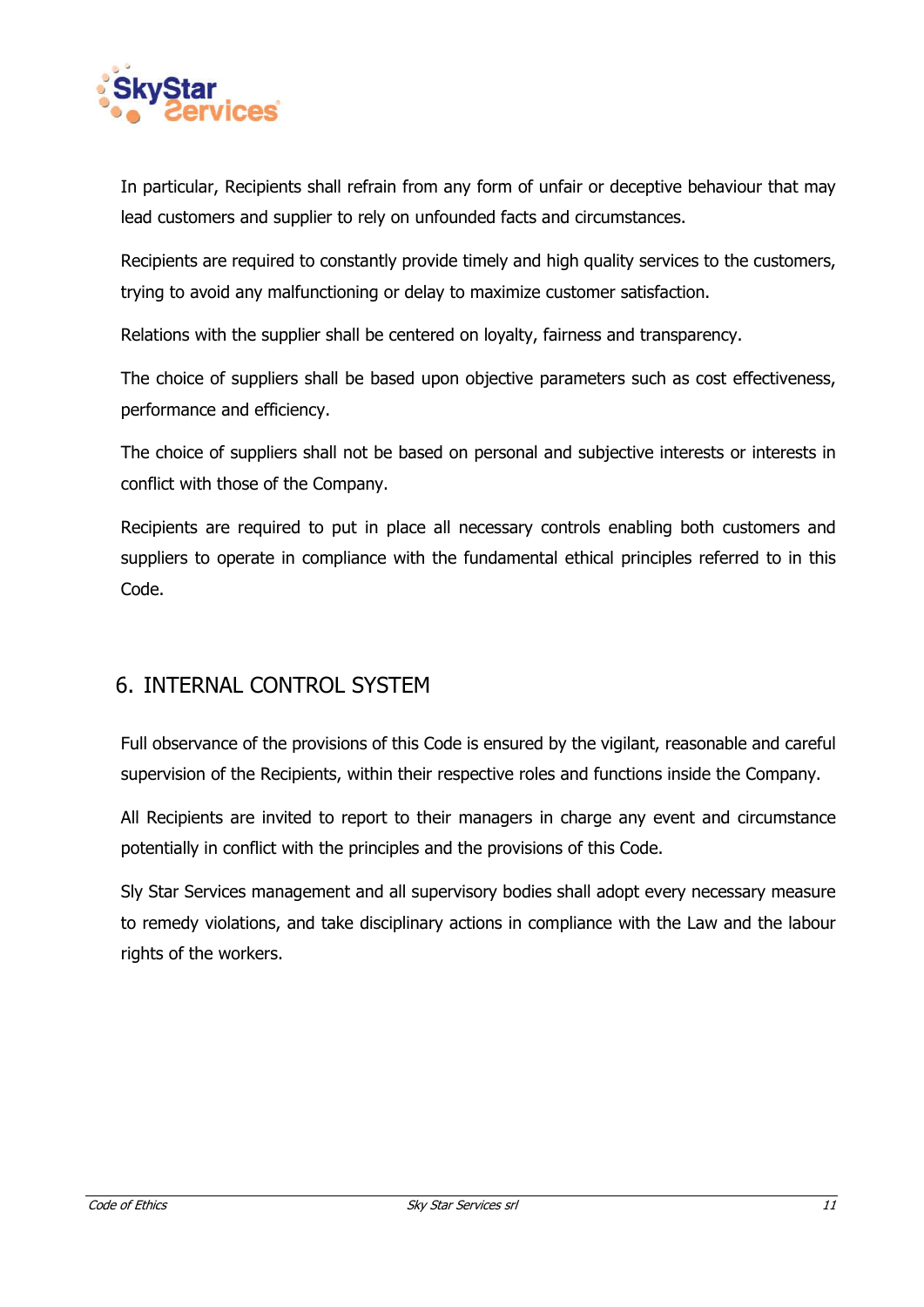In particular, Recipients shall refrain from any form of unfair or deceptive behaviour that may lead customers and supplier to rely on unfounded facts and circumstances.

Recipients are required to constantly provide timely and high quality services to the customers, trying to avoid any malfunctioning or delay to maximize customer satisfaction.

Relations with the supplier shall be centered on loyalty, fairness and transparency.

The choice of suppliers shall be based upon objective parameters such as cost effectiveness, performance and efficiency.

The choice of suppliers shall not be based on personal and subjective interests or interests in conflict with those of the Company.

Recipients are required to put in place all necessary controls enabling both customers and suppliers to operate in compliance with the fundamental ethical principles referred to in this Code.

## 6. INTERNAL CONTROL SYSTEM

Full observance of the provisions of this Code is ensured by the vigilant, reasonable and careful supervision of the Recipients, within their respective roles and functions inside the Company.

All Recipients are invited to report to their managers in charge any event and circumstance potentially in conflict with the principles and the provisions of this Code.

Sly Star Services management and all supervisory bodies shall adopt every necessary measure to remedy violations, and take disciplinary actions in compliance with the Law and the labour rights of the workers.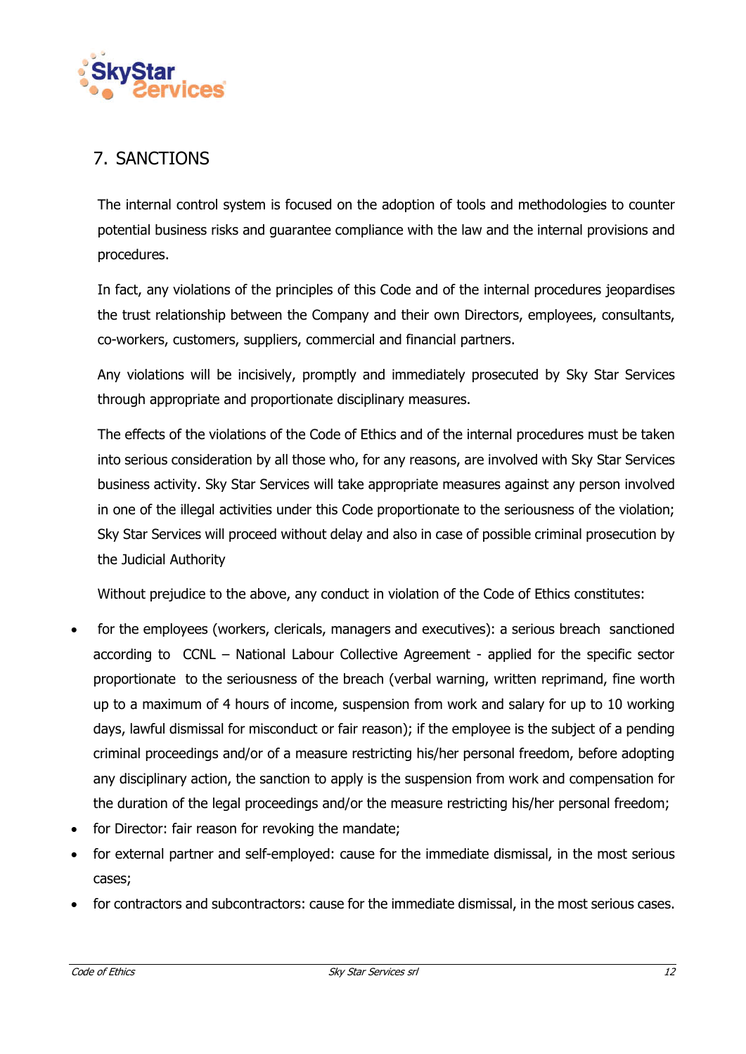## 7. SANCTIONS

The internal control system is focused on the adoption of tools and methodologies to counter potential business risks and guarantee compliance with the law and the internal provisions and procedures.

In fact, any violations of the principles of this Code and of the internal procedures jeopardises the trust relationship between the Company and their own Directors, employees, consultants, co-workers, customers, suppliers, commercial and financial partners.

Any violations will be incisively, promptly and immediately prosecuted by Sky Star Services through appropriate and proportionate disciplinary measures.

The effects of the violations of the Code of Ethics and of the internal procedures must be taken into serious consideration by all those who, for any reasons, are involved with Sky Star Services business activity. Sky Star Services will take appropriate measures against any person involved in one of the illegal activities under this Code proportionate to the seriousness of the violation; Sky Star Services will proceed without delay and also in case of possible criminal prosecution by the Judicial Authority

Without prejudice to the above, any conduct in violation of the Code of Ethics constitutes:

- for the employees (workers, clericals, managers and executives): a serious breach sanctioned according to CCNL – National Labour Collective Agreement - applied for the specific sector proportionate to the seriousness of the breach (verbal warning, written reprimand, fine worth up to a maximum of 4 hours of income, suspension from work and salary for up to 10 working days, lawful dismissal for misconduct or fair reason); if the employee is the subject of a pending criminal proceedings and/or of a measure restricting his/her personal freedom, before adopting any disciplinary action, the sanction to apply is the suspension from work and compensation for the duration of the legal proceedings and/or the measure restricting his/her personal freedom;
- for Director: fair reason for revoking the mandate;
- for external partner and self-employed: cause for the immediate dismissal, in the most serious cases;
- for contractors and subcontractors: cause for the immediate dismissal, in the most serious cases.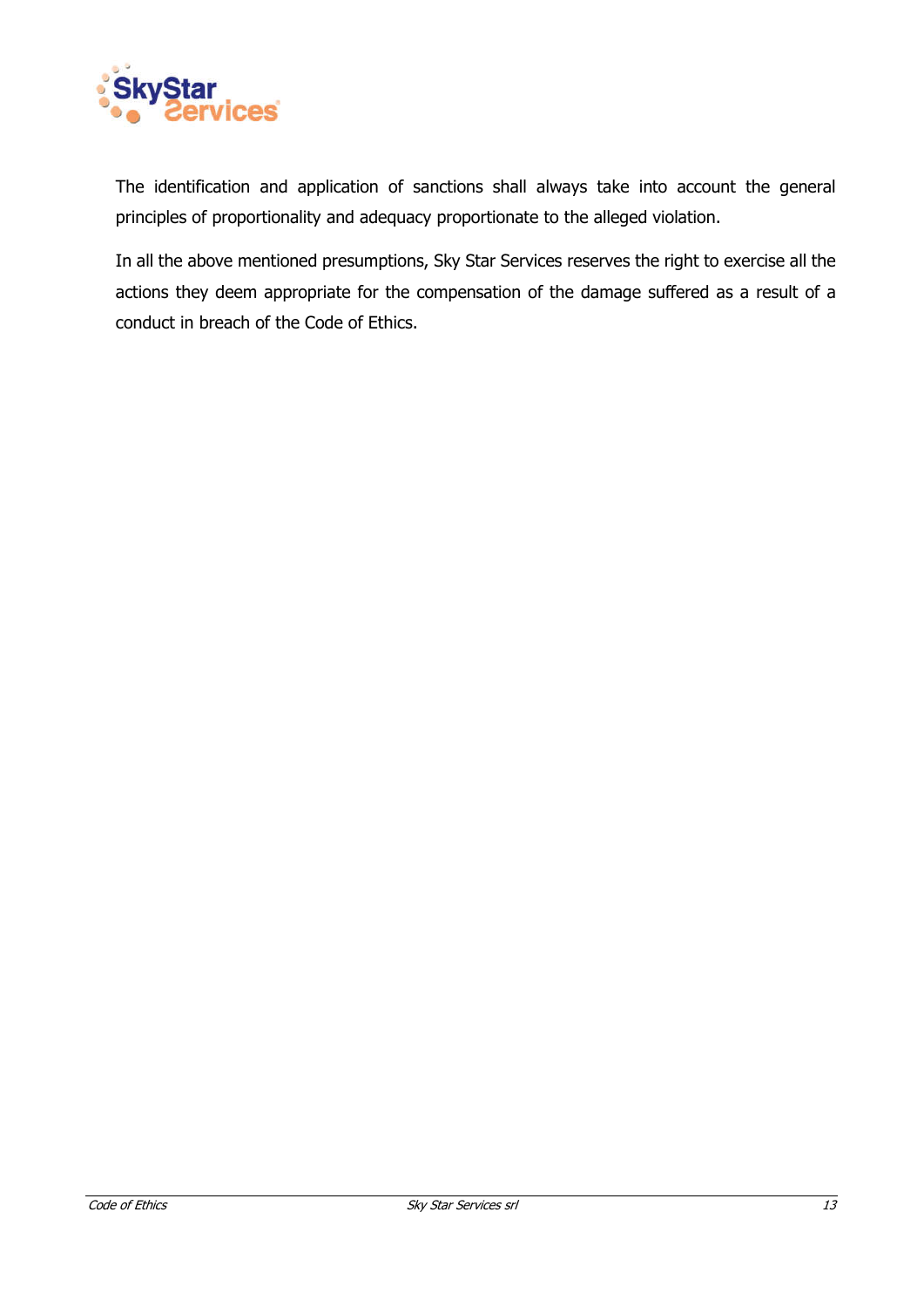The identification and application of sanctions shall always take into account the general principles of proportionality and adequacy proportionate to the alleged violation.

In all the above mentioned presumptions, Sky Star Services reserves the right to exercise all the actions they deem appropriate for the compensation of the damage suffered as a result of a conduct in breach of the Code of Ethics.